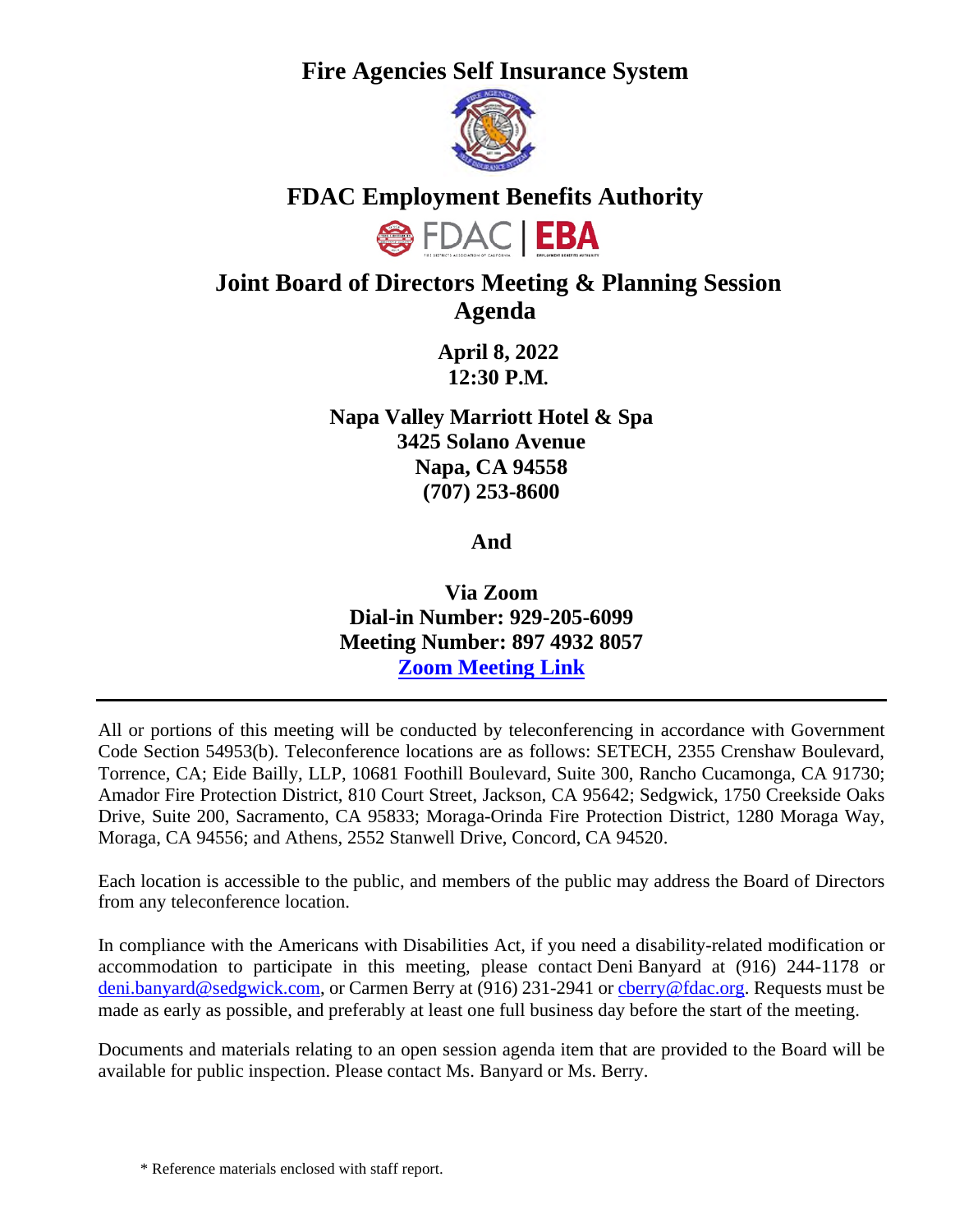# Fire Agencies Self Insurance System

# FDAC Employment Benefits Authority

# Joint Board of Directors Meeting & Planning Session Agenda

**April 8, 2022**
**12:30 P.M.**

**Napa Valley Marriott Hotel & Spa**
**3425 Solano Avenue**
**Napa, CA 94558**
**(707) 253-8600**

**And**

**Via Zoom**
**Dial-in Number: 929-205-6099**
**Meeting Number: 897 4932 8057**
**[Zoom Meeting Link]**

---

All or portions of this meeting will be conducted by teleconferencing in accordance with Government Code Section 54953(b). Teleconference locations are as follows: SETECH, 2355 Crenshaw Boulevard, Torrence, CA; Eide Bailly, LLP, 10681 Foothill Boulevard, Suite 300, Rancho Cucamonga, CA 91730; Amador Fire Protection District, 810 Court Street, Jackson, CA 95642; Sedgwick, 1750 Creekside Oaks Drive, Suite 200, Sacramento, CA 95833; Moraga-Orinda Fire Protection District, 1280 Moraga Way, Moraga, CA 94556; and Athens, 2552 Stanwell Drive, Concord, CA 94520.

Each location is accessible to the public, and members of the public may address the Board of Directors from any teleconference location.

In compliance with the Americans with Disabilities Act, if you need a disability-related modification or accommodation to participate in this meeting, please contact Deni Banyard at (916) 244-1178 or deni.banyard@sedgwick.com, or Carmen Berry at (916) 231-2941 or cberry@fdac.org. Requests must be made as early as possible, and preferably at least one full business day before the start of the meeting.

Documents and materials relating to an open session agenda item that are provided to the Board will be available for public inspection. Please contact Ms. Banyard or Ms. Berry.

\* Reference materials enclosed with staff report.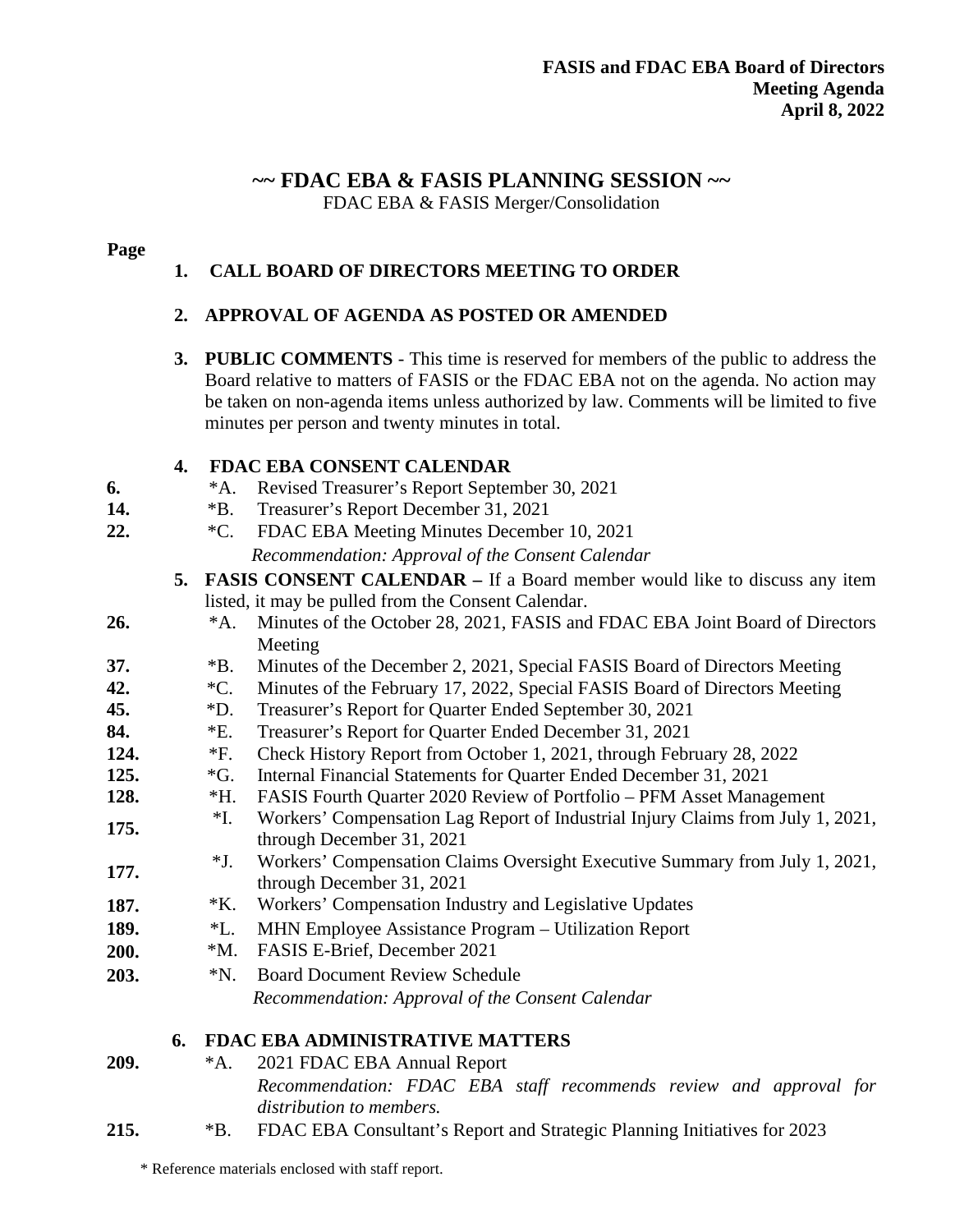**FASIS and FDAC EBA Board of Directors**
**Meeting Agenda**
**April 8, 2022**

## ~~ FDAC EBA & FASIS PLANNING SESSION ~~

FDAC EBA & FASIS Merger/Consolidation

**Page**

**1. CALL BOARD OF DIRECTORS MEETING TO ORDER**

**2. APPROVAL OF AGENDA AS POSTED OR AMENDED**

**3. PUBLIC COMMENTS** - This time is reserved for members of the public to address the Board relative to matters of FASIS or the FDAC EBA not on the agenda. No action may be taken on non-agenda items unless authorized by law. Comments will be limited to five minutes per person and twenty minutes in total.

**4. FDAC EBA CONSENT CALENDAR**

| Page | Item | Description |
|---|---|---|
| **6.** | *A. | Revised Treasurer's Report September 30, 2021 |
| **14.** | *B. | Treasurer's Report December 31, 2021 |
| **22.** | *C. | FDAC EBA Meeting Minutes December 10, 2021 |

*Recommendation: Approval of the Consent Calendar*

**5. FASIS CONSENT CALENDAR –** If a Board member would like to discuss any item listed, it may be pulled from the Consent Calendar.

| Page | Item | Description |
|---|---|---|
| **26.** | *A. | Minutes of the October 28, 2021, FASIS and FDAC EBA Joint Board of Directors Meeting |
| **37.** | *B. | Minutes of the December 2, 2021, Special FASIS Board of Directors Meeting |
| **42.** | *C. | Minutes of the February 17, 2022, Special FASIS Board of Directors Meeting |
| **45.** | *D. | Treasurer's Report for Quarter Ended September 30, 2021 |
| **84.** | *E. | Treasurer's Report for Quarter Ended December 31, 2021 |
| **124.** | *F. | Check History Report from October 1, 2021, through February 28, 2022 |
| **125.** | *G. | Internal Financial Statements for Quarter Ended December 31, 2021 |
| **128.** | *H. | FASIS Fourth Quarter 2020 Review of Portfolio – PFM Asset Management |
| **175.** | *I. | Workers' Compensation Lag Report of Industrial Injury Claims from July 1, 2021, through December 31, 2021 |
| **177.** | *J. | Workers' Compensation Claims Oversight Executive Summary from July 1, 2021, through December 31, 2021 |
| **187.** | *K. | Workers' Compensation Industry and Legislative Updates |
| **189.** | *L. | MHN Employee Assistance Program – Utilization Report |
| **200.** | *M. | FASIS E-Brief, December 2021 |
| **203.** | *N. | Board Document Review Schedule |

*Recommendation: Approval of the Consent Calendar*

**6. FDAC EBA ADMINISTRATIVE MATTERS**

**209.** *A. 2021 FDAC EBA Annual Report

*Recommendation: FDAC EBA staff recommends review and approval for distribution to members.*

**215.** *B. FDAC EBA Consultant's Report and Strategic Planning Initiatives for 2023

\* Reference materials enclosed with staff report.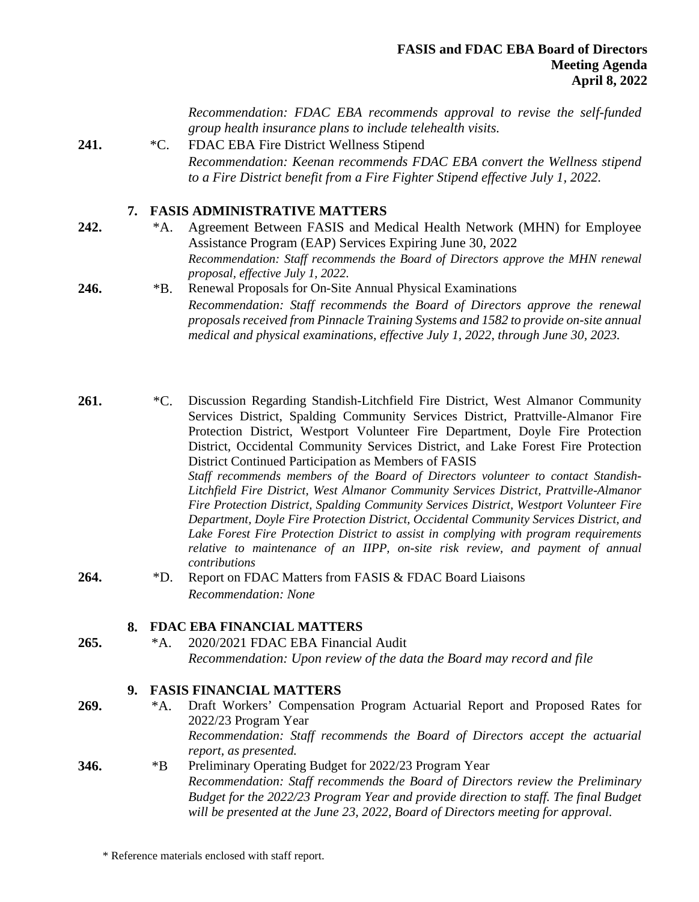*Recommendation: FDAC EBA recommends approval to revise the self-funded group health insurance plans to include telehealth visits.*

**241.** *C. FDAC EBA Fire District Wellness Stipend
*Recommendation: Keenan recommends FDAC EBA convert the Wellness stipend to a Fire District benefit from a Fire Fighter Stipend effective July 1, 2022.*

## 7. FASIS ADMINISTRATIVE MATTERS

**242.** *A. Agreement Between FASIS and Medical Health Network (MHN) for Employee Assistance Program (EAP) Services Expiring June 30, 2022
*Recommendation: Staff recommends the Board of Directors approve the MHN renewal proposal, effective July 1, 2022.*

**246.** *B. Renewal Proposals for On-Site Annual Physical Examinations
*Recommendation: Staff recommends the Board of Directors approve the renewal proposals received from Pinnacle Training Systems and 1582 to provide on-site annual medical and physical examinations, effective July 1, 2022, through June 30, 2023.*

**261.** *C. Discussion Regarding Standish-Litchfield Fire District, West Almanor Community Services District, Spalding Community Services District, Prattville-Almanor Fire Protection District, Westport Volunteer Fire Department, Doyle Fire Protection District, Occidental Community Services District, and Lake Forest Fire Protection District Continued Participation as Members of FASIS
*Staff recommends members of the Board of Directors volunteer to contact Standish-Litchfield Fire District, West Almanor Community Services District, Prattville-Almanor Fire Protection District, Spalding Community Services District, Westport Volunteer Fire Department, Doyle Fire Protection District, Occidental Community Services District, and Lake Forest Fire Protection District to assist in complying with program requirements relative to maintenance of an IIPP, on-site risk review, and payment of annual contributions*

**264.** *D. Report on FDAC Matters from FASIS & FDAC Board Liaisons
*Recommendation: None*

## 8. FDAC EBA FINANCIAL MATTERS

**265.** *A. 2020/2021 FDAC EBA Financial Audit
*Recommendation: Upon review of the data the Board may record and file*

## 9. FASIS FINANCIAL MATTERS

**269.** *A. Draft Workers' Compensation Program Actuarial Report and Proposed Rates for 2022/23 Program Year
*Recommendation: Staff recommends the Board of Directors accept the actuarial report, as presented.*

**346.** *B Preliminary Operating Budget for 2022/23 Program Year
*Recommendation: Staff recommends the Board of Directors review the Preliminary Budget for the 2022/23 Program Year and provide direction to staff. The final Budget will be presented at the June 23, 2022, Board of Directors meeting for approval.*

\* Reference materials enclosed with staff report.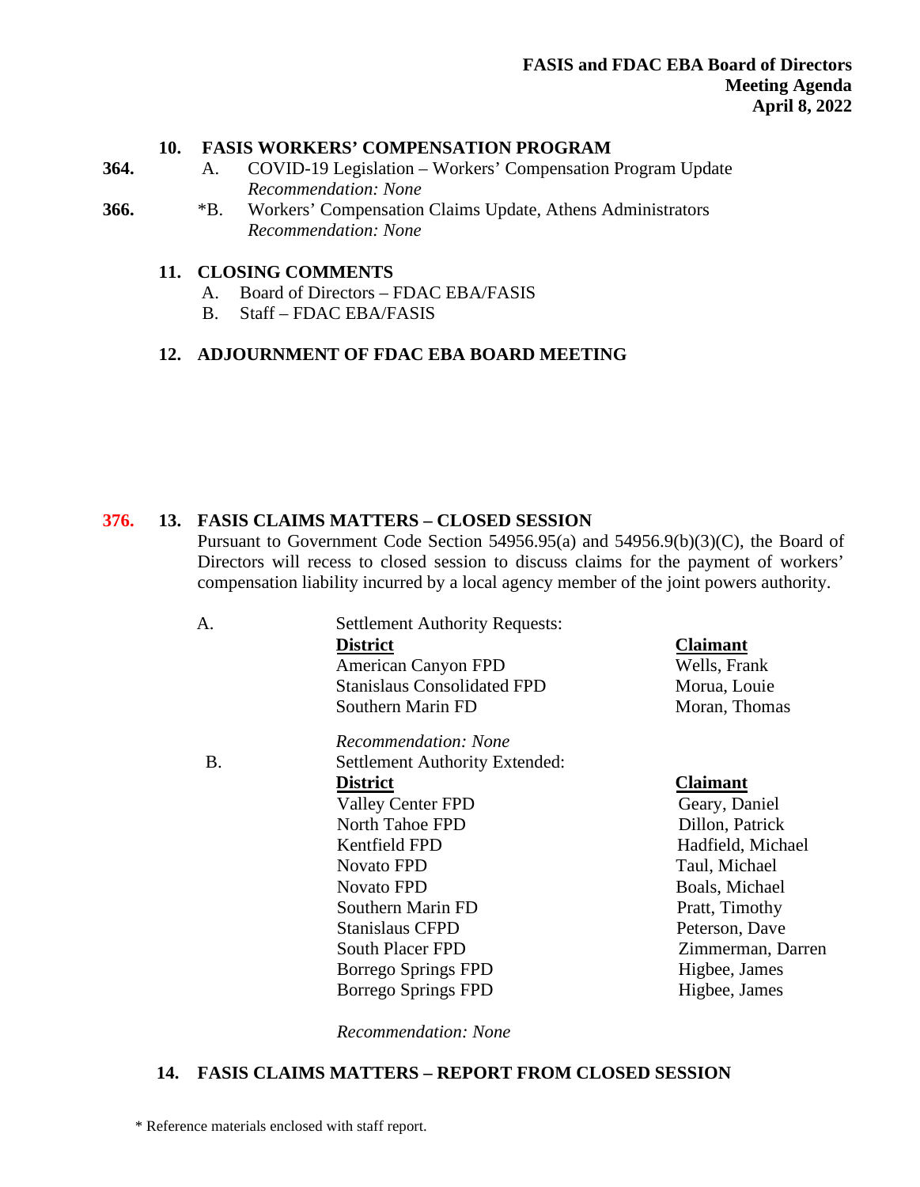### 10. FASIS WORKERS' COMPENSATION PROGRAM

**364.** A. COVID-19 Legislation – Workers' Compensation Program Update
*Recommendation: None*

**366.** *B. Workers' Compensation Claims Update, Athens Administrators
*Recommendation: None*

### 11. CLOSING COMMENTS

A. Board of Directors – FDAC EBA/FASIS
B. Staff – FDAC EBA/FASIS

### 12. ADJOURNMENT OF FDAC EBA BOARD MEETING

**376.** 

### 13. FASIS CLAIMS MATTERS – CLOSED SESSION

Pursuant to Government Code Section 54956.95(a) and 54956.9(b)(3)(C), the Board of Directors will recess to closed session to discuss claims for the payment of workers' compensation liability incurred by a local agency member of the joint powers authority.

A. Settlement Authority Requests:

| **District** | **Claimant** |
|---|---|
| American Canyon FPD | Wells, Frank |
| Stanislaus Consolidated FPD | Morua, Louie |
| Southern Marin FD | Moran, Thomas |

*Recommendation: None*

B. Settlement Authority Extended:

| **District** | **Claimant** |
|---|---|
| Valley Center FPD | Geary, Daniel |
| North Tahoe FPD | Dillon, Patrick |
| Kentfield FPD | Hadfield, Michael |
| Novato FPD | Taul, Michael |
| Novato FPD | Boals, Michael |
| Southern Marin FD | Pratt, Timothy |
| Stanislaus CFPD | Peterson, Dave |
| South Placer FPD | Zimmerman, Darren |
| Borrego Springs FPD | Higbee, James |
| Borrego Springs FPD | Higbee, James |

*Recommendation: None*

### 14. FASIS CLAIMS MATTERS – REPORT FROM CLOSED SESSION

\* Reference materials enclosed with staff report.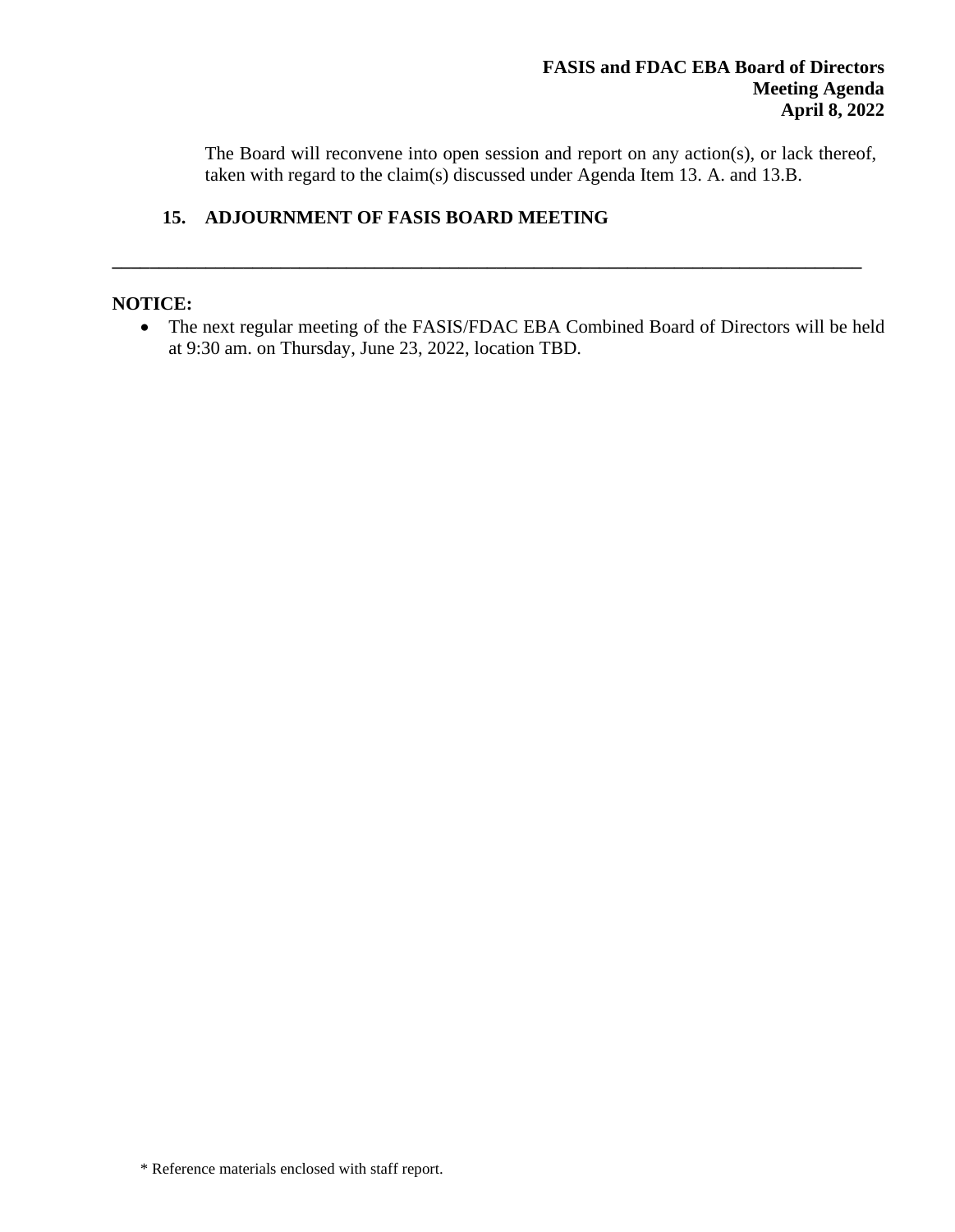The Board will reconvene into open session and report on any action(s), or lack thereof, taken with regard to the claim(s) discussed under Agenda Item 13. A. and 13.B.

## 15. ADJOURNMENT OF FASIS BOARD MEETING

---

**NOTICE:**

- The next regular meeting of the FASIS/FDAC EBA Combined Board of Directors will be held at 9:30 am. on Thursday, June 23, 2022, location TBD.

* Reference materials enclosed with staff report.